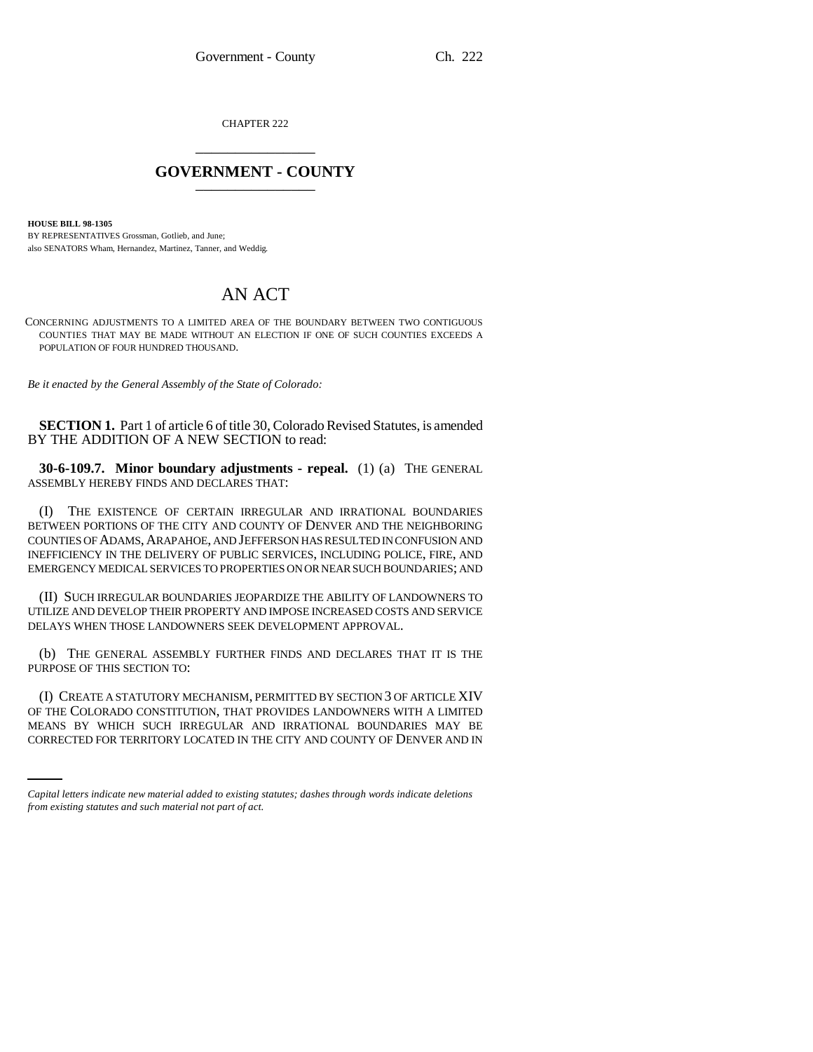CHAPTER 222

## GOVERNMENT - COUNTY

**HOUSE BILL 98-1305**
BY REPRESENTATIVES Grossman, Gotlieb, and June;
also SENATORS Wham, Hernandez, Martinez, Tanner, and Weddig.

# AN ACT

CONCERNING ADJUSTMENTS TO A LIMITED AREA OF THE BOUNDARY BETWEEN TWO CONTIGUOUS COUNTIES THAT MAY BE MADE WITHOUT AN ELECTION IF ONE OF SUCH COUNTIES EXCEEDS A POPULATION OF FOUR HUNDRED THOUSAND.

*Be it enacted by the General Assembly of the State of Colorado:*

**SECTION 1.** Part 1 of article 6 of title 30, Colorado Revised Statutes, is amended BY THE ADDITION OF A NEW SECTION to read:

**30-6-109.7. Minor boundary adjustments - repeal.** (1) (a) THE GENERAL ASSEMBLY HEREBY FINDS AND DECLARES THAT:

(I) THE EXISTENCE OF CERTAIN IRREGULAR AND IRRATIONAL BOUNDARIES BETWEEN PORTIONS OF THE CITY AND COUNTY OF DENVER AND THE NEIGHBORING COUNTIES OF ADAMS, ARAPAHOE, AND JEFFERSON HAS RESULTED IN CONFUSION AND INEFFICIENCY IN THE DELIVERY OF PUBLIC SERVICES, INCLUDING POLICE, FIRE, AND EMERGENCY MEDICAL SERVICES TO PROPERTIES ON OR NEAR SUCH BOUNDARIES; AND

(II) SUCH IRREGULAR BOUNDARIES JEOPARDIZE THE ABILITY OF LANDOWNERS TO UTILIZE AND DEVELOP THEIR PROPERTY AND IMPOSE INCREASED COSTS AND SERVICE DELAYS WHEN THOSE LANDOWNERS SEEK DEVELOPMENT APPROVAL.

(b) THE GENERAL ASSEMBLY FURTHER FINDS AND DECLARES THAT IT IS THE PURPOSE OF THIS SECTION TO:

(I) CREATE A STATUTORY MECHANISM, PERMITTED BY SECTION 3 OF ARTICLE XIV OF THE COLORADO CONSTITUTION, THAT PROVIDES LANDOWNERS WITH A LIMITED MEANS BY WHICH SUCH IRREGULAR AND IRRATIONAL BOUNDARIES MAY BE CORRECTED FOR TERRITORY LOCATED IN THE CITY AND COUNTY OF DENVER AND IN

*Capital letters indicate new material added to existing statutes; dashes through words indicate deletions from existing statutes and such material not part of act.*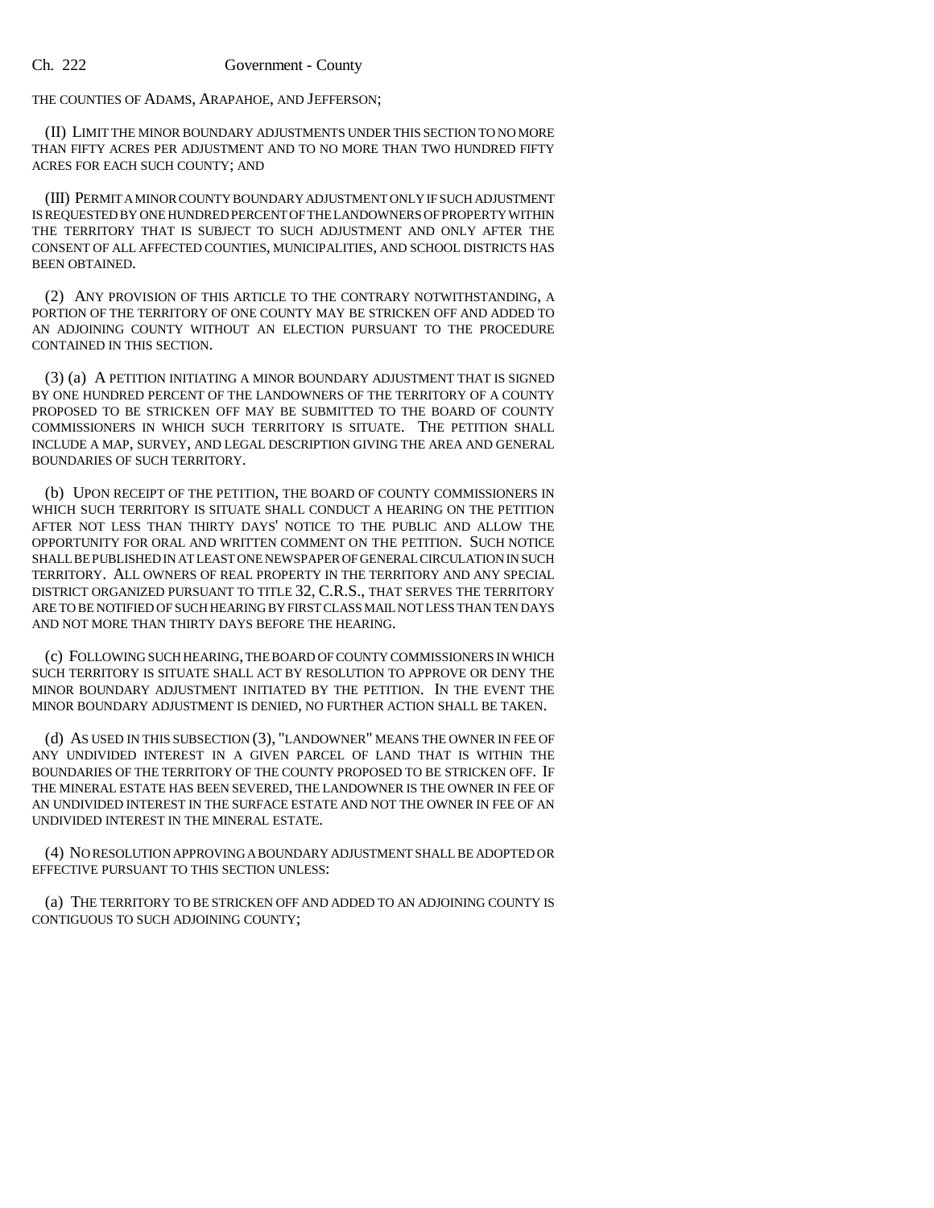THE COUNTIES OF ADAMS, ARAPAHOE, AND JEFFERSON;

(II) LIMIT THE MINOR BOUNDARY ADJUSTMENTS UNDER THIS SECTION TO NO MORE THAN FIFTY ACRES PER ADJUSTMENT AND TO NO MORE THAN TWO HUNDRED FIFTY ACRES FOR EACH SUCH COUNTY; AND

(III) PERMIT A MINOR COUNTY BOUNDARY ADJUSTMENT ONLY IF SUCH ADJUSTMENT IS REQUESTED BY ONE HUNDRED PERCENT OF THE LANDOWNERS OF PROPERTY WITHIN THE TERRITORY THAT IS SUBJECT TO SUCH ADJUSTMENT AND ONLY AFTER THE CONSENT OF ALL AFFECTED COUNTIES, MUNICIPALITIES, AND SCHOOL DISTRICTS HAS BEEN OBTAINED.

(2) ANY PROVISION OF THIS ARTICLE TO THE CONTRARY NOTWITHSTANDING, A PORTION OF THE TERRITORY OF ONE COUNTY MAY BE STRICKEN OFF AND ADDED TO AN ADJOINING COUNTY WITHOUT AN ELECTION PURSUANT TO THE PROCEDURE CONTAINED IN THIS SECTION.

(3) (a) A PETITION INITIATING A MINOR BOUNDARY ADJUSTMENT THAT IS SIGNED BY ONE HUNDRED PERCENT OF THE LANDOWNERS OF THE TERRITORY OF A COUNTY PROPOSED TO BE STRICKEN OFF MAY BE SUBMITTED TO THE BOARD OF COUNTY COMMISSIONERS IN WHICH SUCH TERRITORY IS SITUATE. THE PETITION SHALL INCLUDE A MAP, SURVEY, AND LEGAL DESCRIPTION GIVING THE AREA AND GENERAL BOUNDARIES OF SUCH TERRITORY.

(b) UPON RECEIPT OF THE PETITION, THE BOARD OF COUNTY COMMISSIONERS IN WHICH SUCH TERRITORY IS SITUATE SHALL CONDUCT A HEARING ON THE PETITION AFTER NOT LESS THAN THIRTY DAYS' NOTICE TO THE PUBLIC AND ALLOW THE OPPORTUNITY FOR ORAL AND WRITTEN COMMENT ON THE PETITION. SUCH NOTICE SHALL BE PUBLISHED IN AT LEAST ONE NEWSPAPER OF GENERAL CIRCULATION IN SUCH TERRITORY. ALL OWNERS OF REAL PROPERTY IN THE TERRITORY AND ANY SPECIAL DISTRICT ORGANIZED PURSUANT TO TITLE 32, C.R.S., THAT SERVES THE TERRITORY ARE TO BE NOTIFIED OF SUCH HEARING BY FIRST CLASS MAIL NOT LESS THAN TEN DAYS AND NOT MORE THAN THIRTY DAYS BEFORE THE HEARING.

(c) FOLLOWING SUCH HEARING, THE BOARD OF COUNTY COMMISSIONERS IN WHICH SUCH TERRITORY IS SITUATE SHALL ACT BY RESOLUTION TO APPROVE OR DENY THE MINOR BOUNDARY ADJUSTMENT INITIATED BY THE PETITION. IN THE EVENT THE MINOR BOUNDARY ADJUSTMENT IS DENIED, NO FURTHER ACTION SHALL BE TAKEN.

(d) AS USED IN THIS SUBSECTION (3), "LANDOWNER" MEANS THE OWNER IN FEE OF ANY UNDIVIDED INTEREST IN A GIVEN PARCEL OF LAND THAT IS WITHIN THE BOUNDARIES OF THE TERRITORY OF THE COUNTY PROPOSED TO BE STRICKEN OFF. IF THE MINERAL ESTATE HAS BEEN SEVERED, THE LANDOWNER IS THE OWNER IN FEE OF AN UNDIVIDED INTEREST IN THE SURFACE ESTATE AND NOT THE OWNER IN FEE OF AN UNDIVIDED INTEREST IN THE MINERAL ESTATE.

(4) NO RESOLUTION APPROVING A BOUNDARY ADJUSTMENT SHALL BE ADOPTED OR EFFECTIVE PURSUANT TO THIS SECTION UNLESS:

(a) THE TERRITORY TO BE STRICKEN OFF AND ADDED TO AN ADJOINING COUNTY IS CONTIGUOUS TO SUCH ADJOINING COUNTY;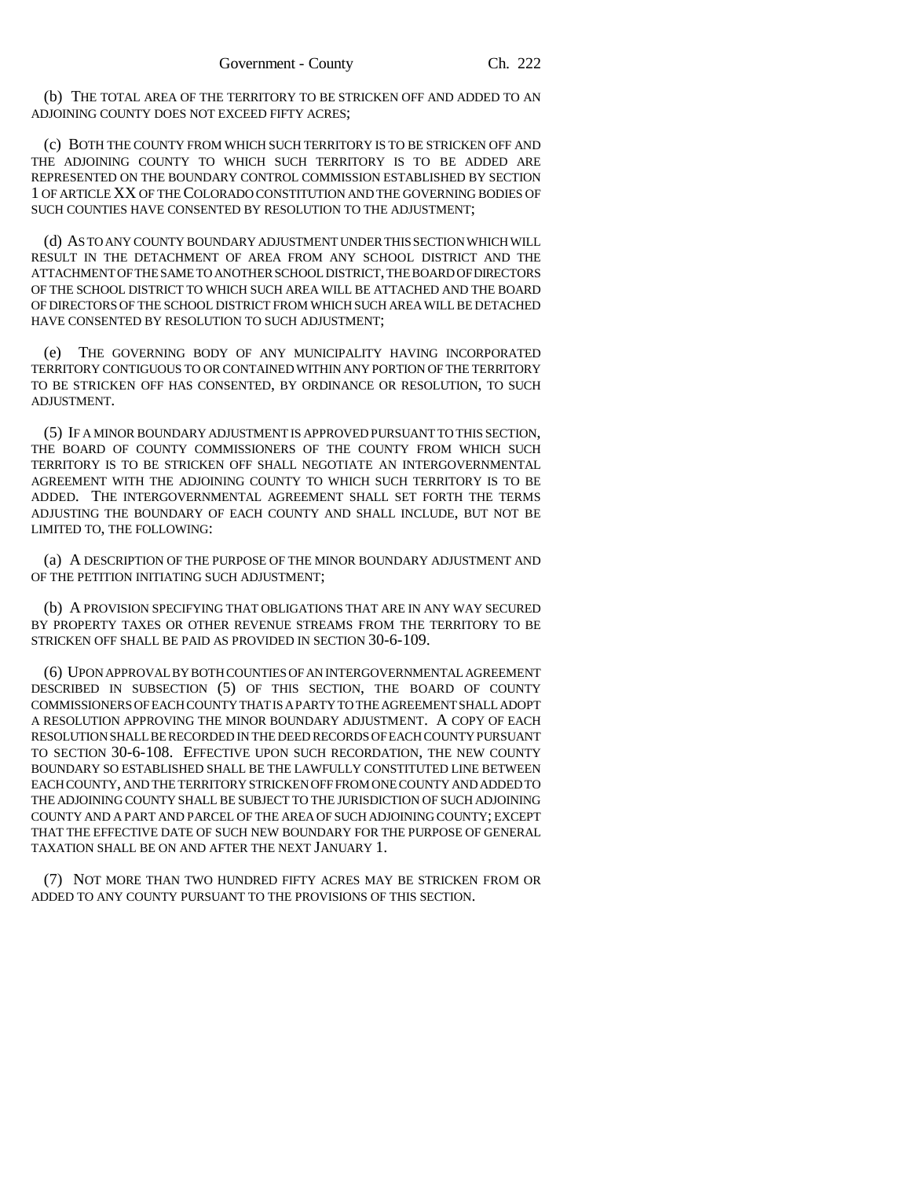(b) THE TOTAL AREA OF THE TERRITORY TO BE STRICKEN OFF AND ADDED TO AN ADJOINING COUNTY DOES NOT EXCEED FIFTY ACRES;

(c) BOTH THE COUNTY FROM WHICH SUCH TERRITORY IS TO BE STRICKEN OFF AND THE ADJOINING COUNTY TO WHICH SUCH TERRITORY IS TO BE ADDED ARE REPRESENTED ON THE BOUNDARY CONTROL COMMISSION ESTABLISHED BY SECTION 1 OF ARTICLE XX OF THE COLORADO CONSTITUTION AND THE GOVERNING BODIES OF SUCH COUNTIES HAVE CONSENTED BY RESOLUTION TO THE ADJUSTMENT;

(d) AS TO ANY COUNTY BOUNDARY ADJUSTMENT UNDER THIS SECTION WHICH WILL RESULT IN THE DETACHMENT OF AREA FROM ANY SCHOOL DISTRICT AND THE ATTACHMENT OF THE SAME TO ANOTHER SCHOOL DISTRICT, THE BOARD OF DIRECTORS OF THE SCHOOL DISTRICT TO WHICH SUCH AREA WILL BE ATTACHED AND THE BOARD OF DIRECTORS OF THE SCHOOL DISTRICT FROM WHICH SUCH AREA WILL BE DETACHED HAVE CONSENTED BY RESOLUTION TO SUCH ADJUSTMENT;

(e) THE GOVERNING BODY OF ANY MUNICIPALITY HAVING INCORPORATED TERRITORY CONTIGUOUS TO OR CONTAINED WITHIN ANY PORTION OF THE TERRITORY TO BE STRICKEN OFF HAS CONSENTED, BY ORDINANCE OR RESOLUTION, TO SUCH ADJUSTMENT.

(5) IF A MINOR BOUNDARY ADJUSTMENT IS APPROVED PURSUANT TO THIS SECTION, THE BOARD OF COUNTY COMMISSIONERS OF THE COUNTY FROM WHICH SUCH TERRITORY IS TO BE STRICKEN OFF SHALL NEGOTIATE AN INTERGOVERNMENTAL AGREEMENT WITH THE ADJOINING COUNTY TO WHICH SUCH TERRITORY IS TO BE ADDED. THE INTERGOVERNMENTAL AGREEMENT SHALL SET FORTH THE TERMS ADJUSTING THE BOUNDARY OF EACH COUNTY AND SHALL INCLUDE, BUT NOT BE LIMITED TO, THE FOLLOWING:

(a) A DESCRIPTION OF THE PURPOSE OF THE MINOR BOUNDARY ADJUSTMENT AND OF THE PETITION INITIATING SUCH ADJUSTMENT;

(b) A PROVISION SPECIFYING THAT OBLIGATIONS THAT ARE IN ANY WAY SECURED BY PROPERTY TAXES OR OTHER REVENUE STREAMS FROM THE TERRITORY TO BE STRICKEN OFF SHALL BE PAID AS PROVIDED IN SECTION 30-6-109.

(6) UPON APPROVAL BY BOTH COUNTIES OF AN INTERGOVERNMENTAL AGREEMENT DESCRIBED IN SUBSECTION (5) OF THIS SECTION, THE BOARD OF COUNTY COMMISSIONERS OF EACH COUNTY THAT IS A PARTY TO THE AGREEMENT SHALL ADOPT A RESOLUTION APPROVING THE MINOR BOUNDARY ADJUSTMENT. A COPY OF EACH RESOLUTION SHALL BE RECORDED IN THE DEED RECORDS OF EACH COUNTY PURSUANT TO SECTION 30-6-108. EFFECTIVE UPON SUCH RECORDATION, THE NEW COUNTY BOUNDARY SO ESTABLISHED SHALL BE THE LAWFULLY CONSTITUTED LINE BETWEEN EACH COUNTY, AND THE TERRITORY STRICKEN OFF FROM ONE COUNTY AND ADDED TO THE ADJOINING COUNTY SHALL BE SUBJECT TO THE JURISDICTION OF SUCH ADJOINING COUNTY AND A PART AND PARCEL OF THE AREA OF SUCH ADJOINING COUNTY; EXCEPT THAT THE EFFECTIVE DATE OF SUCH NEW BOUNDARY FOR THE PURPOSE OF GENERAL TAXATION SHALL BE ON AND AFTER THE NEXT JANUARY 1.

(7) NOT MORE THAN TWO HUNDRED FIFTY ACRES MAY BE STRICKEN FROM OR ADDED TO ANY COUNTY PURSUANT TO THE PROVISIONS OF THIS SECTION.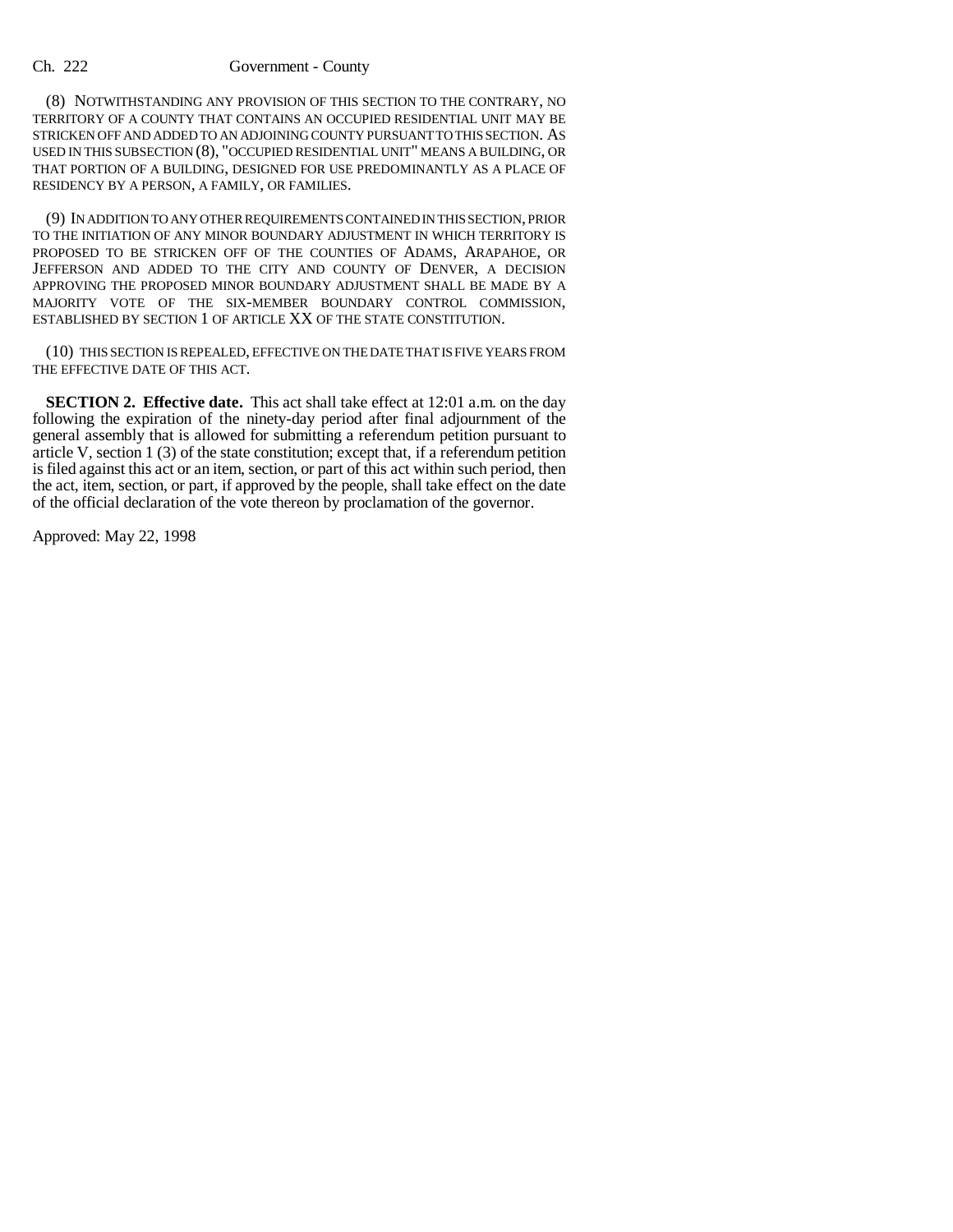(8) NOTWITHSTANDING ANY PROVISION OF THIS SECTION TO THE CONTRARY, NO TERRITORY OF A COUNTY THAT CONTAINS AN OCCUPIED RESIDENTIAL UNIT MAY BE STRICKEN OFF AND ADDED TO AN ADJOINING COUNTY PURSUANT TO THIS SECTION. AS USED IN THIS SUBSECTION (8), "OCCUPIED RESIDENTIAL UNIT" MEANS A BUILDING, OR THAT PORTION OF A BUILDING, DESIGNED FOR USE PREDOMINANTLY AS A PLACE OF RESIDENCY BY A PERSON, A FAMILY, OR FAMILIES.

(9) IN ADDITION TO ANY OTHER REQUIREMENTS CONTAINED IN THIS SECTION, PRIOR TO THE INITIATION OF ANY MINOR BOUNDARY ADJUSTMENT IN WHICH TERRITORY IS PROPOSED TO BE STRICKEN OFF OF THE COUNTIES OF ADAMS, ARAPAHOE, OR JEFFERSON AND ADDED TO THE CITY AND COUNTY OF DENVER, A DECISION APPROVING THE PROPOSED MINOR BOUNDARY ADJUSTMENT SHALL BE MADE BY A MAJORITY VOTE OF THE SIX-MEMBER BOUNDARY CONTROL COMMISSION, ESTABLISHED BY SECTION 1 OF ARTICLE XX OF THE STATE CONSTITUTION.

(10) THIS SECTION IS REPEALED, EFFECTIVE ON THE DATE THAT IS FIVE YEARS FROM THE EFFECTIVE DATE OF THIS ACT.

**SECTION 2. Effective date.** This act shall take effect at 12:01 a.m. on the day following the expiration of the ninety-day period after final adjournment of the general assembly that is allowed for submitting a referendum petition pursuant to article V, section 1 (3) of the state constitution; except that, if a referendum petition is filed against this act or an item, section, or part of this act within such period, then the act, item, section, or part, if approved by the people, shall take effect on the date of the official declaration of the vote thereon by proclamation of the governor.

Approved: May 22, 1998